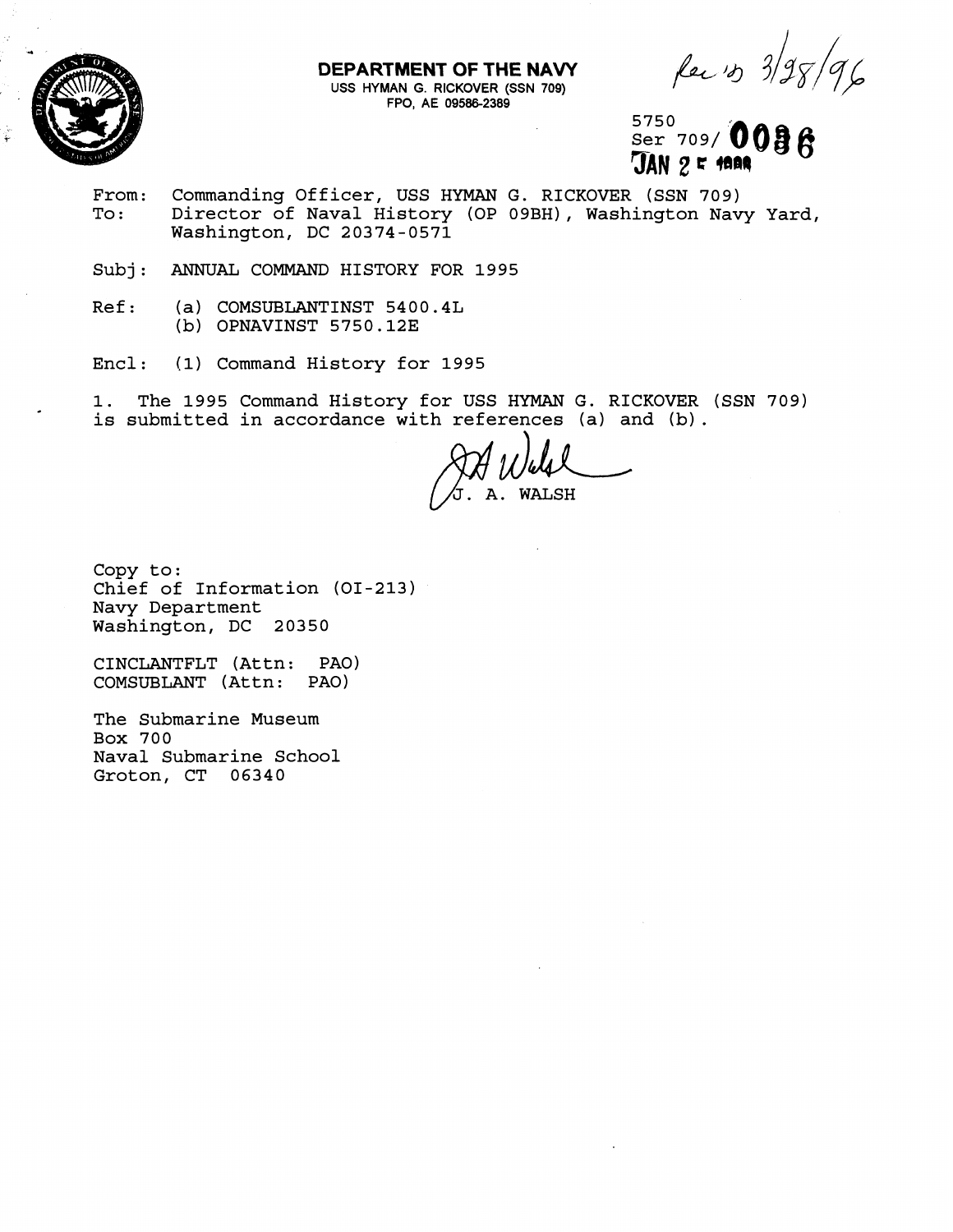**DEPARTMENT OF THE NAVY**
USS HYMAN G. RICKOVER (SSN 709)
FPO, AE 09586-2389

Rec'd 3/28/96

5750
Ser 709/ 0086
JAN 2 5 1996

From: Commanding Officer, USS HYMAN G. RICKOVER (SSN 709)
To: Director of Naval History (OP 09BH), Washington Navy Yard, Washington, DC 20374-0571

Subj: ANNUAL COMMAND HISTORY FOR 1995

Ref: (a) COMSUBLANTINST 5400.4L
(b) OPNAVINST 5750.12E

Encl: (1) Command History for 1995

1. The 1995 Command History for USS HYMAN G. RICKOVER (SSN 709) is submitted in accordance with references (a) and (b).

J. A. WALSH

Copy to:
Chief of Information (OI-213)
Navy Department
Washington, DC 20350

CINCLANTFLT (Attn: PAO)
COMSUBLANT (Attn: PAO)

The Submarine Museum
Box 700
Naval Submarine School
Groton, CT 06340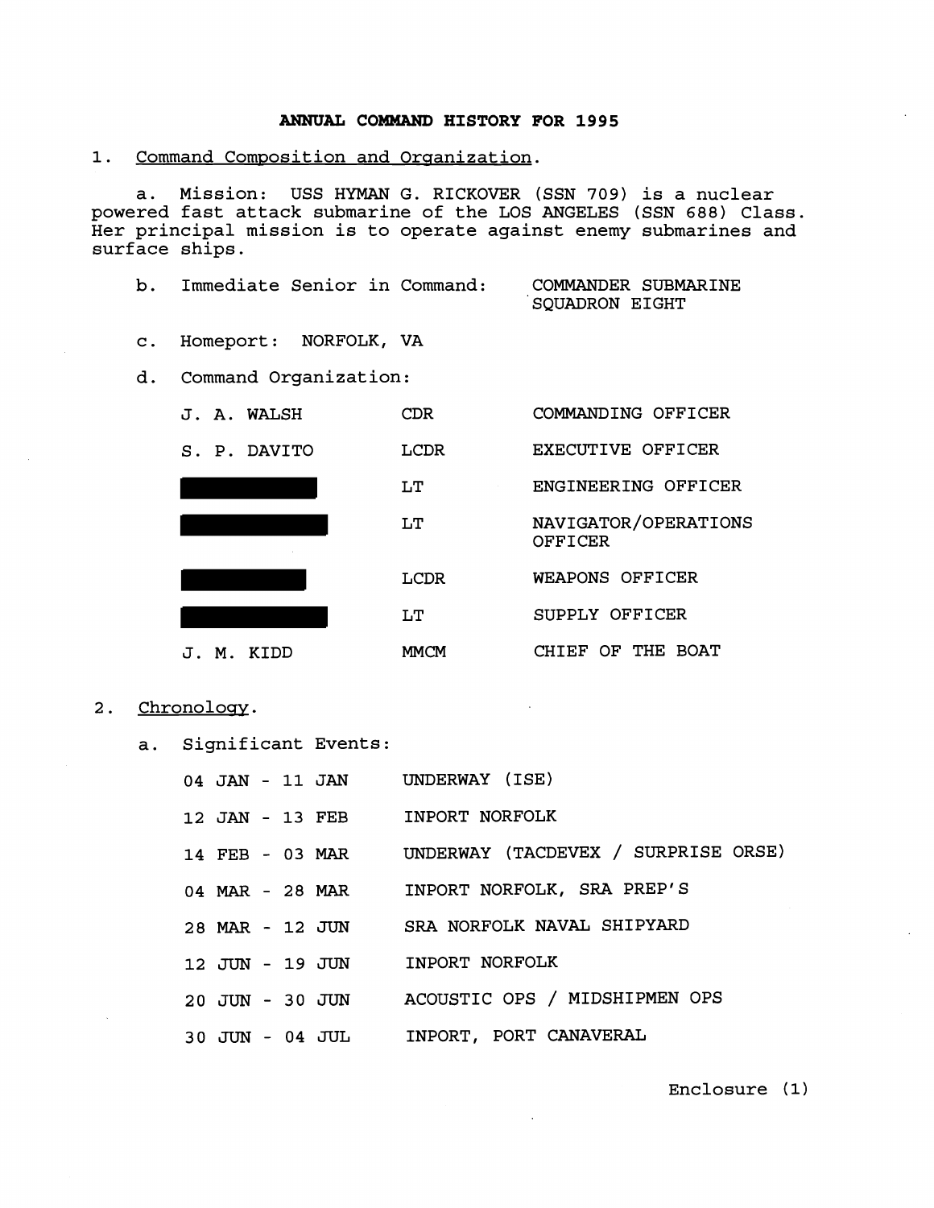# ANNUAL COMMAND HISTORY FOR 1995

1. Command Composition and Organization.

   a. Mission: USS HYMAN G. RICKOVER (SSN 709) is a nuclear powered fast attack submarine of the LOS ANGELES (SSN 688) Class. Her principal mission is to operate against enemy submarines and surface ships.

   b. Immediate Senior in Command: COMMANDER SUBMARINE SQUADRON EIGHT

   c. Homeport: NORFOLK, VA

   d. Command Organization:

| | | |
|---|---|---|
| J. A. WALSH | CDR | COMMANDING OFFICER |
| S. P. DAVITO | LCDR | EXECUTIVE OFFICER |
| ███████ | LT | ENGINEERING OFFICER |
| ███████ | LT | NAVIGATOR/OPERATIONS OFFICER |
| ███████ | LCDR | WEAPONS OFFICER |
| ███████ | LT | SUPPLY OFFICER |
| J. M. KIDD | MMCM | CHIEF OF THE BOAT |

2. Chronology.

   a. Significant Events:

| | |
|---|---|
| 04 JAN - 11 JAN | UNDERWAY (ISE) |
| 12 JAN - 13 FEB | INPORT NORFOLK |
| 14 FEB - 03 MAR | UNDERWAY (TACDEVEX / SURPRISE ORSE) |
| 04 MAR - 28 MAR | INPORT NORFOLK, SRA PREP'S |
| 28 MAR - 12 JUN | SRA NORFOLK NAVAL SHIPYARD |
| 12 JUN - 19 JUN | INPORT NORFOLK |
| 20 JUN - 30 JUN | ACOUSTIC OPS / MIDSHIPMEN OPS |
| 30 JUN - 04 JUL | INPORT, PORT CANAVERAL |

Enclosure (1)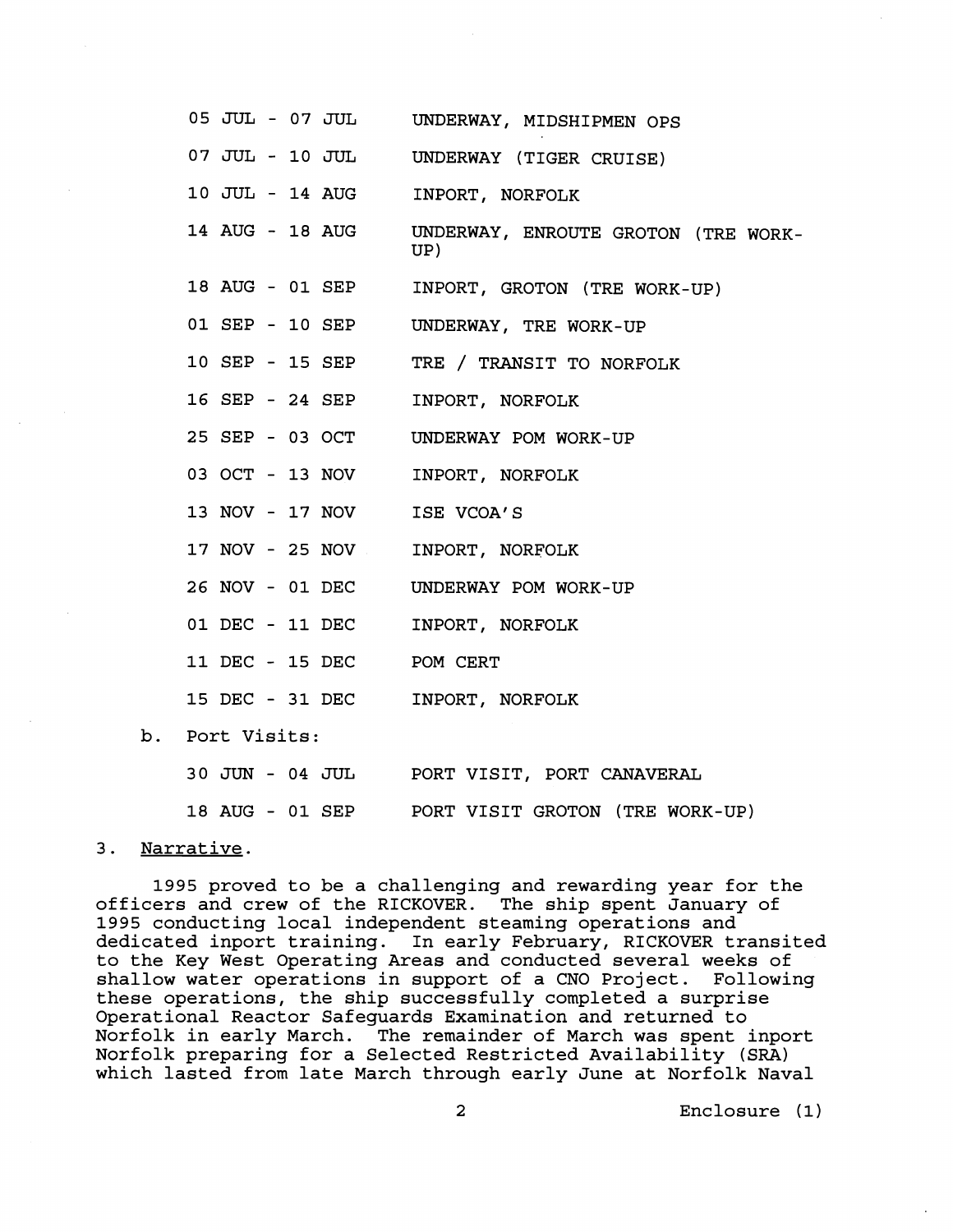| | |
|---|---|
| 05 JUL - 07 JUL | UNDERWAY, MIDSHIPMEN OPS |
| 07 JUL - 10 JUL | UNDERWAY (TIGER CRUISE) |
| 10 JUL - 14 AUG | INPORT, NORFOLK |
| 14 AUG - 18 AUG | UNDERWAY, ENROUTE GROTON (TRE WORK-UP) |
| 18 AUG - 01 SEP | INPORT, GROTON (TRE WORK-UP) |
| 01 SEP - 10 SEP | UNDERWAY, TRE WORK-UP |
| 10 SEP - 15 SEP | TRE / TRANSIT TO NORFOLK |
| 16 SEP - 24 SEP | INPORT, NORFOLK |
| 25 SEP - 03 OCT | UNDERWAY POM WORK-UP |
| 03 OCT - 13 NOV | INPORT, NORFOLK |
| 13 NOV - 17 NOV | ISE VCOA'S |
| 17 NOV - 25 NOV | INPORT, NORFOLK |
| 26 NOV - 01 DEC | UNDERWAY POM WORK-UP |
| 01 DEC - 11 DEC | INPORT, NORFOLK |
| 11 DEC - 15 DEC | POM CERT |
| 15 DEC - 31 DEC | INPORT, NORFOLK |

b. Port Visits:

| | |
|---|---|
| 30 JUN - 04 JUL | PORT VISIT, PORT CANAVERAL |
| 18 AUG - 01 SEP | PORT VISIT GROTON (TRE WORK-UP) |

3. Narrative.

1995 proved to be a challenging and rewarding year for the officers and crew of the RICKOVER. The ship spent January of 1995 conducting local independent steaming operations and dedicated inport training. In early February, RICKOVER transited to the Key West Operating Areas and conducted several weeks of shallow water operations in support of a CNO Project. Following these operations, the ship successfully completed a surprise Operational Reactor Safeguards Examination and returned to Norfolk in early March. The remainder of March was spent inport Norfolk preparing for a Selected Restricted Availability (SRA) which lasted from late March through early June at Norfolk Naval

Enclosure (1)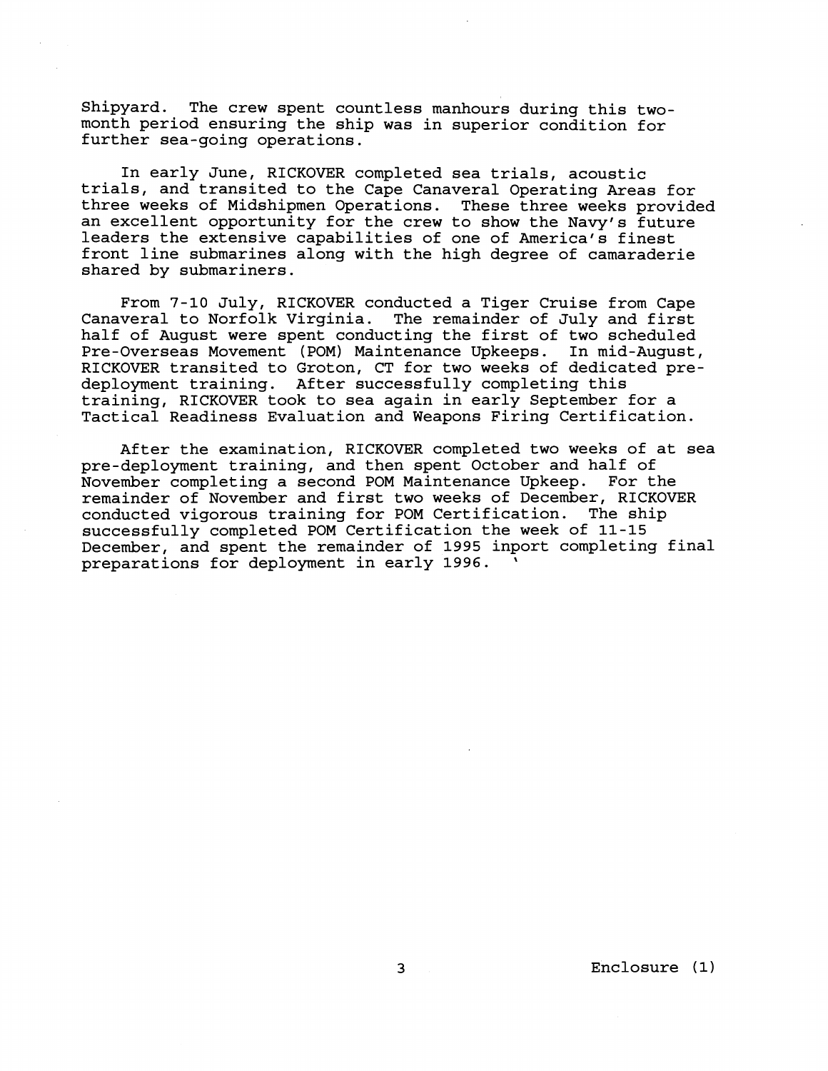Shipyard. The crew spent countless manhours during this two-month period ensuring the ship was in superior condition for further sea-going operations.

In early June, RICKOVER completed sea trials, acoustic trials, and transited to the Cape Canaveral Operating Areas for three weeks of Midshipmen Operations. These three weeks provided an excellent opportunity for the crew to show the Navy's future leaders the extensive capabilities of one of America's finest front line submarines along with the high degree of camaraderie shared by submariners.

From 7-10 July, RICKOVER conducted a Tiger Cruise from Cape Canaveral to Norfolk Virginia. The remainder of July and first half of August were spent conducting the first of two scheduled Pre-Overseas Movement (POM) Maintenance Upkeeps. In mid-August, RICKOVER transited to Groton, CT for two weeks of dedicated pre-deployment training. After successfully completing this training, RICKOVER took to sea again in early September for a Tactical Readiness Evaluation and Weapons Firing Certification.

After the examination, RICKOVER completed two weeks of at sea pre-deployment training, and then spent October and half of November completing a second POM Maintenance Upkeep. For the remainder of November and first two weeks of December, RICKOVER conducted vigorous training for POM Certification. The ship successfully completed POM Certification the week of 11-15 December, and spent the remainder of 1995 inport completing final preparations for deployment in early 1996.

Enclosure (1)